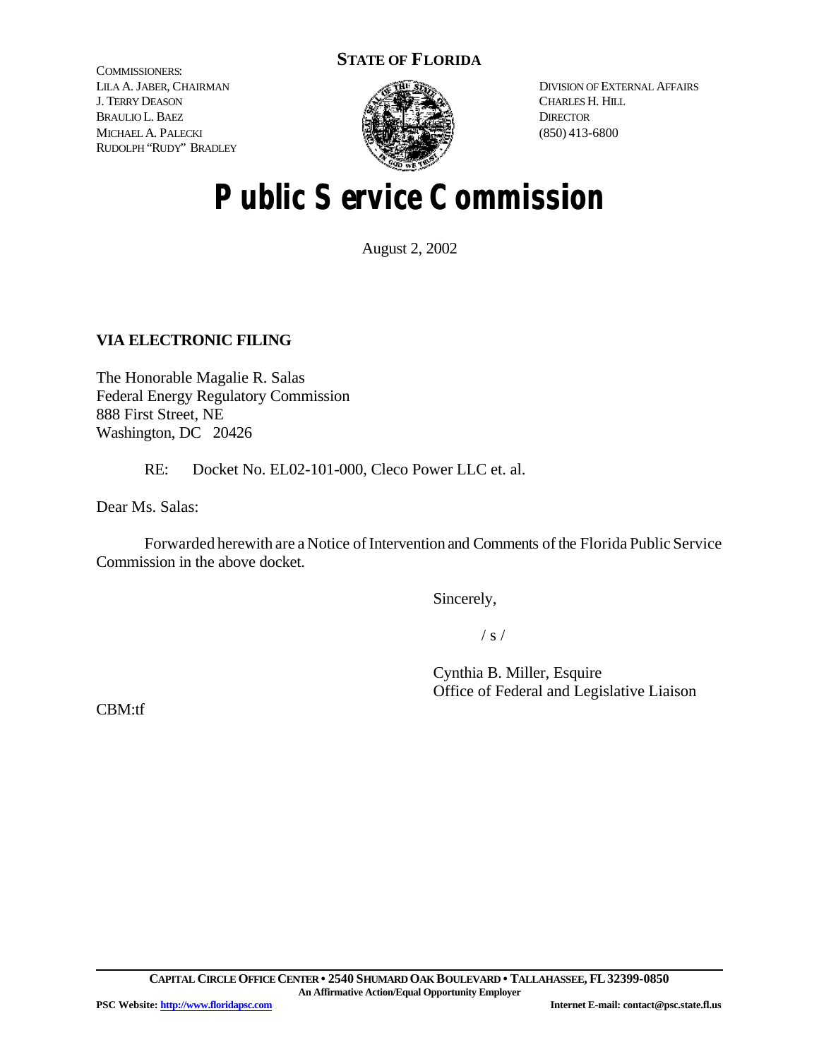COMMISSIONERS:
LILA A. JABER, CHAIRMAN
J. TERRY DEASON
BRAULIO L. BAEZ
MICHAEL A. PALECKI
RUDOLPH "RUDY" BRADLEY

**STATE OF FLORIDA**

DIVISION OF EXTERNAL AFFAIRS
CHARLES H. HILL
DIRECTOR
(850) 413-6800

# Public Service Commission

August 2, 2002

**VIA ELECTRONIC FILING**

The Honorable Magalie R. Salas
Federal Energy Regulatory Commission
888 First Street, NE
Washington, DC 20426

RE: Docket No. EL02-101-000, Cleco Power LLC et. al.

Dear Ms. Salas:

Forwarded herewith are a Notice of Intervention and Comments of the Florida Public Service Commission in the above docket.

Sincerely,

/ s /

Cynthia B. Miller, Esquire
Office of Federal and Legislative Liaison

CBM:tf

**CAPITAL CIRCLE OFFICE CENTER • 2540 SHUMARD OAK BOULEVARD • TALLAHASSEE, FL 32399-0850**
**An Affirmative Action/Equal Opportunity Employer**
**PSC Website: http://www.floridapsc.com** **Internet E-mail: contact@psc.state.fl.us**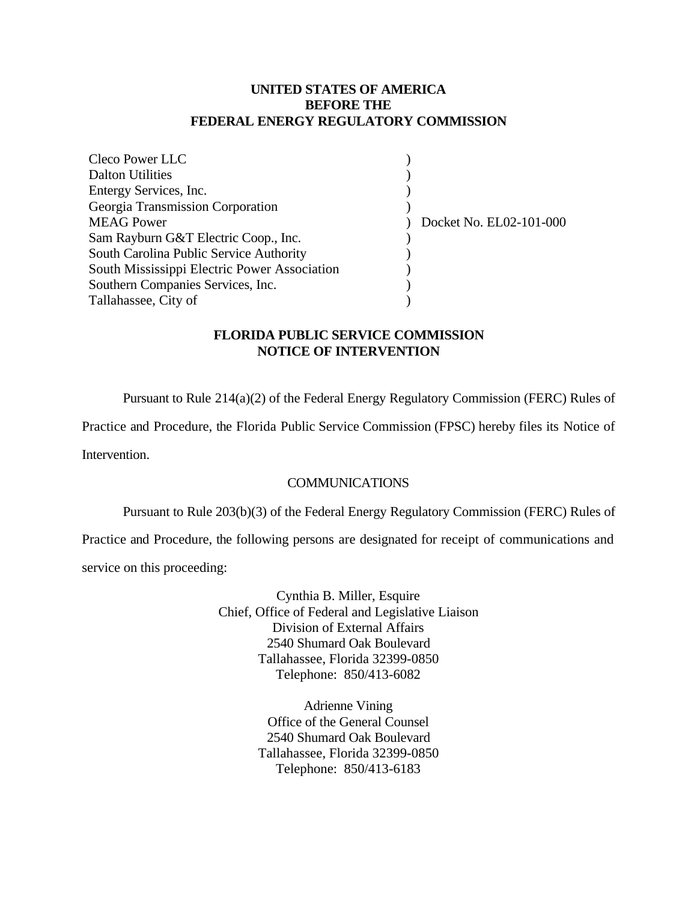**UNITED STATES OF AMERICA**
**BEFORE THE**
**FEDERAL ENERGY REGULATORY COMMISSION**

| | | |
|---|---|---|
| Cleco Power LLC | ) | |
| Dalton Utilities | ) | |
| Entergy Services, Inc. | ) | |
| Georgia Transmission Corporation | ) | |
| MEAG Power | ) | Docket No. EL02-101-000 |
| Sam Rayburn G&T Electric Coop., Inc. | ) | |
| South Carolina Public Service Authority | ) | |
| South Mississippi Electric Power Association | ) | |
| Southern Companies Services, Inc. | ) | |
| Tallahassee, City of | ) | |

**FLORIDA PUBLIC SERVICE COMMISSION**
**NOTICE OF INTERVENTION**

Pursuant to Rule 214(a)(2) of the Federal Energy Regulatory Commission (FERC) Rules of Practice and Procedure, the Florida Public Service Commission (FPSC) hereby files its Notice of Intervention.

COMMUNICATIONS

Pursuant to Rule 203(b)(3) of the Federal Energy Regulatory Commission (FERC) Rules of Practice and Procedure, the following persons are designated for receipt of communications and service on this proceeding:

Cynthia B. Miller, Esquire
Chief, Office of Federal and Legislative Liaison
Division of External Affairs
2540 Shumard Oak Boulevard
Tallahassee, Florida 32399-0850
Telephone: 850/413-6082

Adrienne Vining
Office of the General Counsel
2540 Shumard Oak Boulevard
Tallahassee, Florida 32399-0850
Telephone: 850/413-6183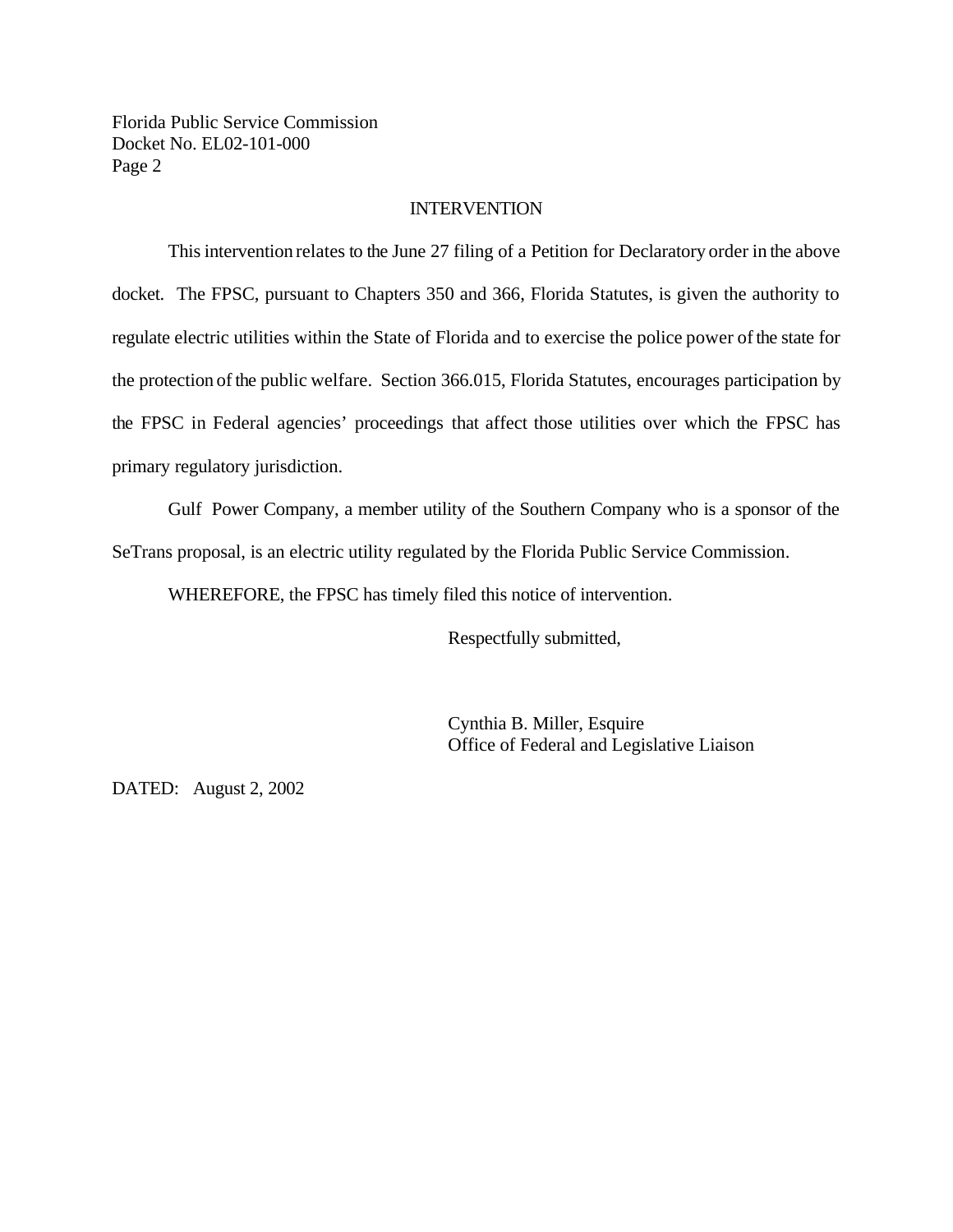## INTERVENTION

This intervention relates to the June 27 filing of a Petition for Declaratory order in the above docket. The FPSC, pursuant to Chapters 350 and 366, Florida Statutes, is given the authority to regulate electric utilities within the State of Florida and to exercise the police power of the state for the protection of the public welfare. Section 366.015, Florida Statutes, encourages participation by the FPSC in Federal agencies' proceedings that affect those utilities over which the FPSC has primary regulatory jurisdiction.

Gulf Power Company, a member utility of the Southern Company who is a sponsor of the SeTrans proposal, is an electric utility regulated by the Florida Public Service Commission.

WHEREFORE, the FPSC has timely filed this notice of intervention.

Respectfully submitted,

Cynthia B. Miller, Esquire
Office of Federal and Legislative Liaison

DATED: August 2, 2002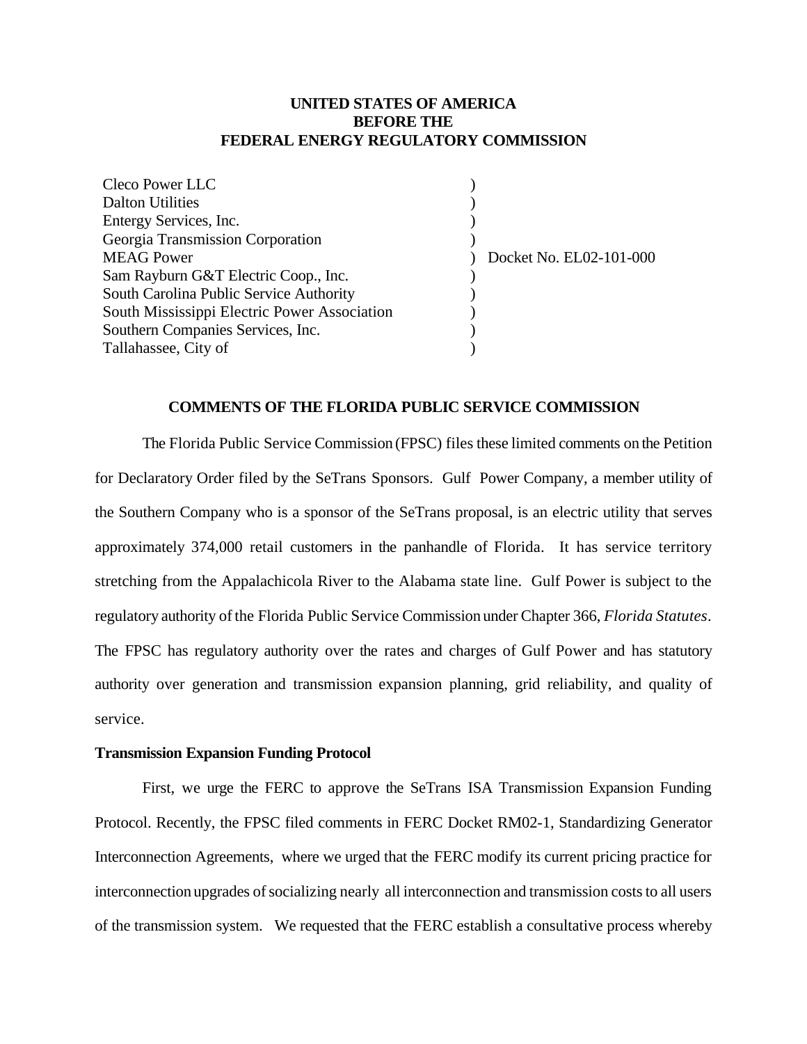**UNITED STATES OF AMERICA**
**BEFORE THE**
**FEDERAL ENERGY REGULATORY COMMISSION**

| | | |
|---|---|---|
| Cleco Power LLC | ) | |
| Dalton Utilities | ) | |
| Entergy Services, Inc. | ) | |
| Georgia Transmission Corporation | ) | |
| MEAG Power | ) | Docket No. EL02-101-000 |
| Sam Rayburn G&T Electric Coop., Inc. | ) | |
| South Carolina Public Service Authority | ) | |
| South Mississippi Electric Power Association | ) | |
| Southern Companies Services, Inc. | ) | |
| Tallahassee, City of | ) | |

**COMMENTS OF THE FLORIDA PUBLIC SERVICE COMMISSION**

The Florida Public Service Commission (FPSC) files these limited comments on the Petition for Declaratory Order filed by the SeTrans Sponsors. Gulf Power Company, a member utility of the Southern Company who is a sponsor of the SeTrans proposal, is an electric utility that serves approximately 374,000 retail customers in the panhandle of Florida. It has service territory stretching from the Appalachicola River to the Alabama state line. Gulf Power is subject to the regulatory authority of the Florida Public Service Commission under Chapter 366, *Florida Statutes*. The FPSC has regulatory authority over the rates and charges of Gulf Power and has statutory authority over generation and transmission expansion planning, grid reliability, and quality of service.

**Transmission Expansion Funding Protocol**

First, we urge the FERC to approve the SeTrans ISA Transmission Expansion Funding Protocol. Recently, the FPSC filed comments in FERC Docket RM02-1, Standardizing Generator Interconnection Agreements, where we urged that the FERC modify its current pricing practice for interconnection upgrades of socializing nearly all interconnection and transmission costs to all users of the transmission system. We requested that the FERC establish a consultative process whereby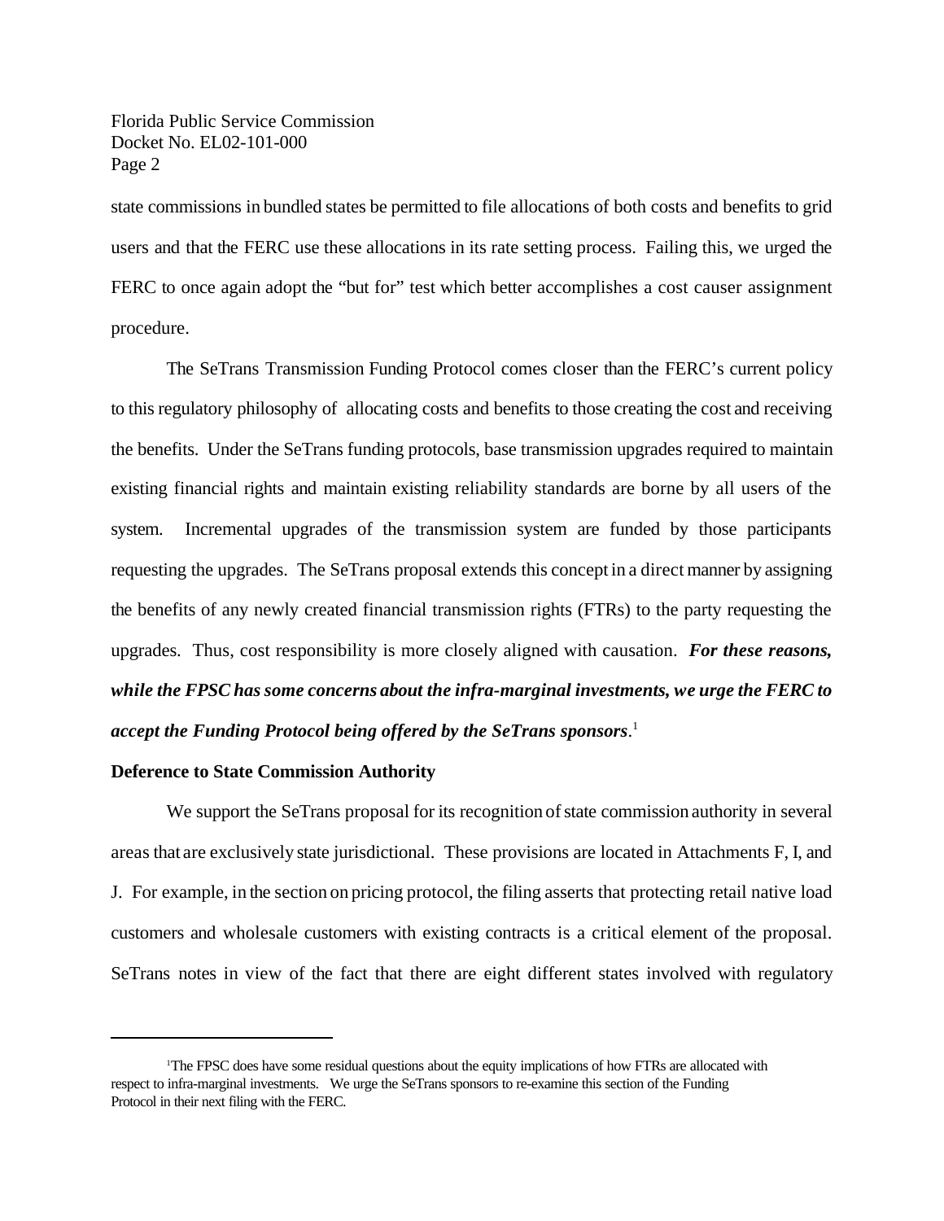state commissions in bundled states be permitted to file allocations of both costs and benefits to grid users and that the FERC use these allocations in its rate setting process. Failing this, we urged the FERC to once again adopt the "but for" test which better accomplishes a cost causer assignment procedure.

The SeTrans Transmission Funding Protocol comes closer than the FERC's current policy to this regulatory philosophy of allocating costs and benefits to those creating the cost and receiving the benefits. Under the SeTrans funding protocols, base transmission upgrades required to maintain existing financial rights and maintain existing reliability standards are borne by all users of the system. Incremental upgrades of the transmission system are funded by those participants requesting the upgrades. The SeTrans proposal extends this concept in a direct manner by assigning the benefits of any newly created financial transmission rights (FTRs) to the party requesting the upgrades. Thus, cost responsibility is more closely aligned with causation. ***For these reasons, while the FPSC has some concerns about the infra-marginal investments, we urge the FERC to accept the Funding Protocol being offered by the SeTrans sponsors***.[1]

**Deference to State Commission Authority**

We support the SeTrans proposal for its recognition of state commission authority in several areas that are exclusively state jurisdictional. These provisions are located in Attachments F, I, and J. For example, in the section on pricing protocol, the filing asserts that protecting retail native load customers and wholesale customers with existing contracts is a critical element of the proposal. SeTrans notes in view of the fact that there are eight different states involved with regulatory

---

[1]The FPSC does have some residual questions about the equity implications of how FTRs are allocated with respect to infra-marginal investments. We urge the SeTrans sponsors to re-examine this section of the Funding Protocol in their next filing with the FERC.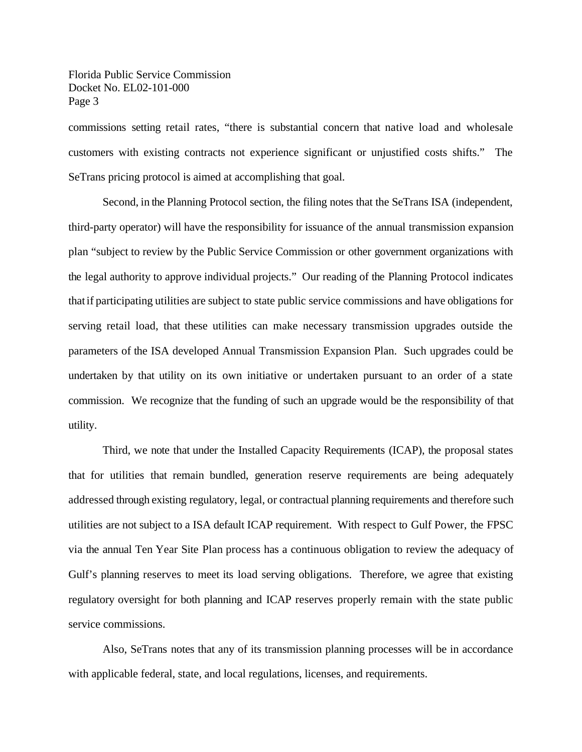commissions setting retail rates, "there is substantial concern that native load and wholesale customers with existing contracts not experience significant or unjustified costs shifts." The SeTrans pricing protocol is aimed at accomplishing that goal.

Second, in the Planning Protocol section, the filing notes that the SeTrans ISA (independent, third-party operator) will have the responsibility for issuance of the annual transmission expansion plan "subject to review by the Public Service Commission or other government organizations with the legal authority to approve individual projects." Our reading of the Planning Protocol indicates that if participating utilities are subject to state public service commissions and have obligations for serving retail load, that these utilities can make necessary transmission upgrades outside the parameters of the ISA developed Annual Transmission Expansion Plan. Such upgrades could be undertaken by that utility on its own initiative or undertaken pursuant to an order of a state commission. We recognize that the funding of such an upgrade would be the responsibility of that utility.

Third, we note that under the Installed Capacity Requirements (ICAP), the proposal states that for utilities that remain bundled, generation reserve requirements are being adequately addressed through existing regulatory, legal, or contractual planning requirements and therefore such utilities are not subject to a ISA default ICAP requirement. With respect to Gulf Power, the FPSC via the annual Ten Year Site Plan process has a continuous obligation to review the adequacy of Gulf's planning reserves to meet its load serving obligations. Therefore, we agree that existing regulatory oversight for both planning and ICAP reserves properly remain with the state public service commissions.

Also, SeTrans notes that any of its transmission planning processes will be in accordance with applicable federal, state, and local regulations, licenses, and requirements.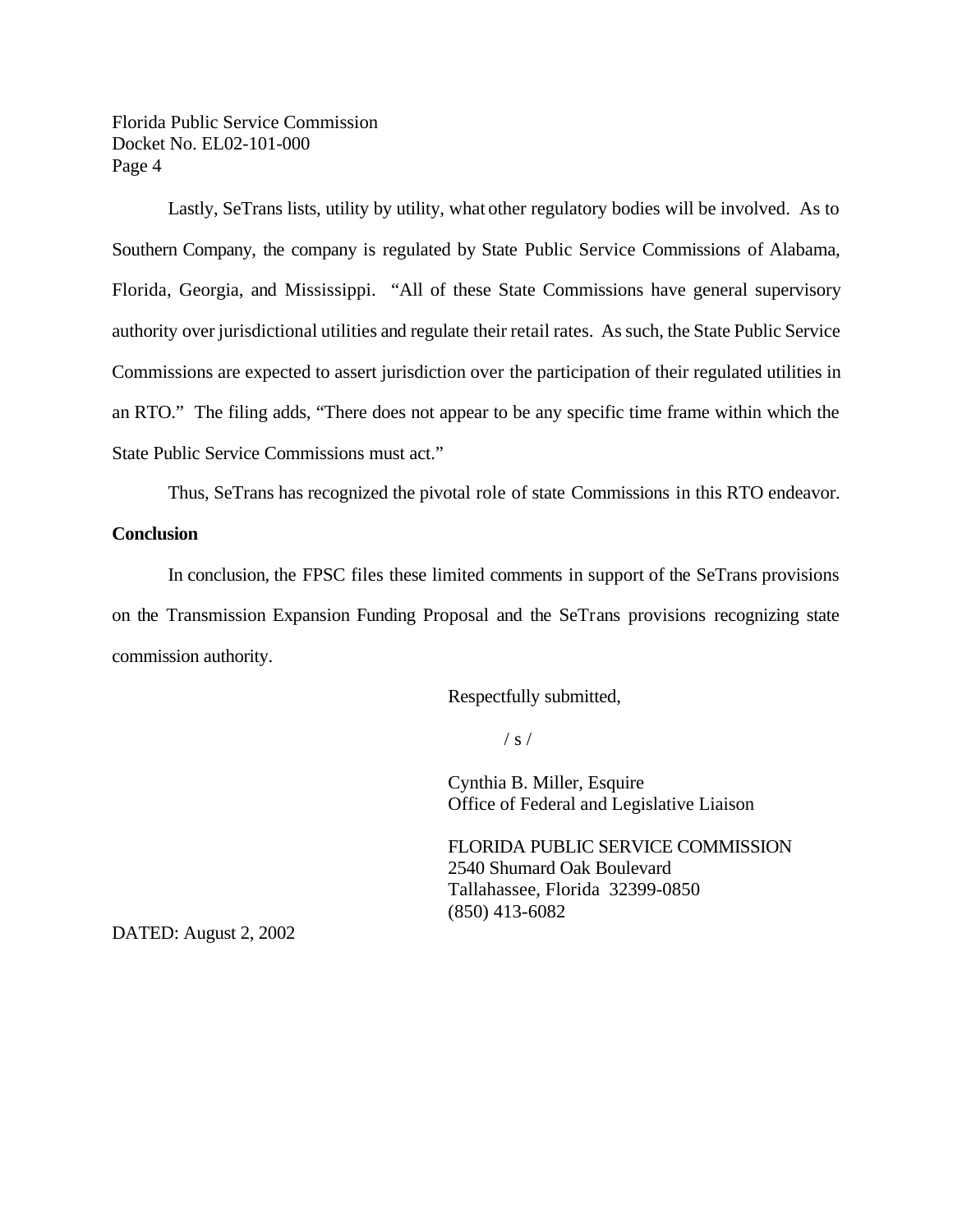Lastly, SeTrans lists, utility by utility, what other regulatory bodies will be involved. As to Southern Company, the company is regulated by State Public Service Commissions of Alabama, Florida, Georgia, and Mississippi. "All of these State Commissions have general supervisory authority over jurisdictional utilities and regulate their retail rates. As such, the State Public Service Commissions are expected to assert jurisdiction over the participation of their regulated utilities in an RTO." The filing adds, "There does not appear to be any specific time frame within which the State Public Service Commissions must act."

Thus, SeTrans has recognized the pivotal role of state Commissions in this RTO endeavor.

**Conclusion**

In conclusion, the FPSC files these limited comments in support of the SeTrans provisions on the Transmission Expansion Funding Proposal and the SeTrans provisions recognizing state commission authority.

Respectfully submitted,

/ s /

Cynthia B. Miller, Esquire
Office of Federal and Legislative Liaison

FLORIDA PUBLIC SERVICE COMMISSION
2540 Shumard Oak Boulevard
Tallahassee, Florida 32399-0850
(850) 413-6082

DATED: August 2, 2002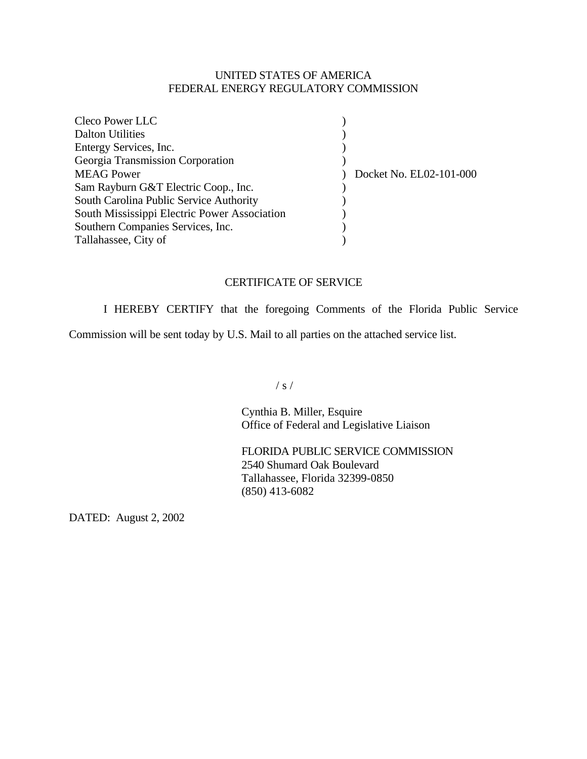UNITED STATES OF AMERICA
FEDERAL ENERGY REGULATORY COMMISSION

| | | |
|---|---|---|
| Cleco Power LLC | ) | |
| Dalton Utilities | ) | |
| Entergy Services, Inc. | ) | |
| Georgia Transmission Corporation | ) | |
| MEAG Power | ) | Docket No. EL02-101-000 |
| Sam Rayburn G&T Electric Coop., Inc. | ) | |
| South Carolina Public Service Authority | ) | |
| South Mississippi Electric Power Association | ) | |
| Southern Companies Services, Inc. | ) | |
| Tallahassee, City of | ) | |

CERTIFICATE OF SERVICE

I HEREBY CERTIFY that the foregoing Comments of the Florida Public Service Commission will be sent today by U.S. Mail to all parties on the attached service list.

/ s /

Cynthia B. Miller, Esquire
Office of Federal and Legislative Liaison

FLORIDA PUBLIC SERVICE COMMISSION
2540 Shumard Oak Boulevard
Tallahassee, Florida 32399-0850
(850) 413-6082

DATED: August 2, 2002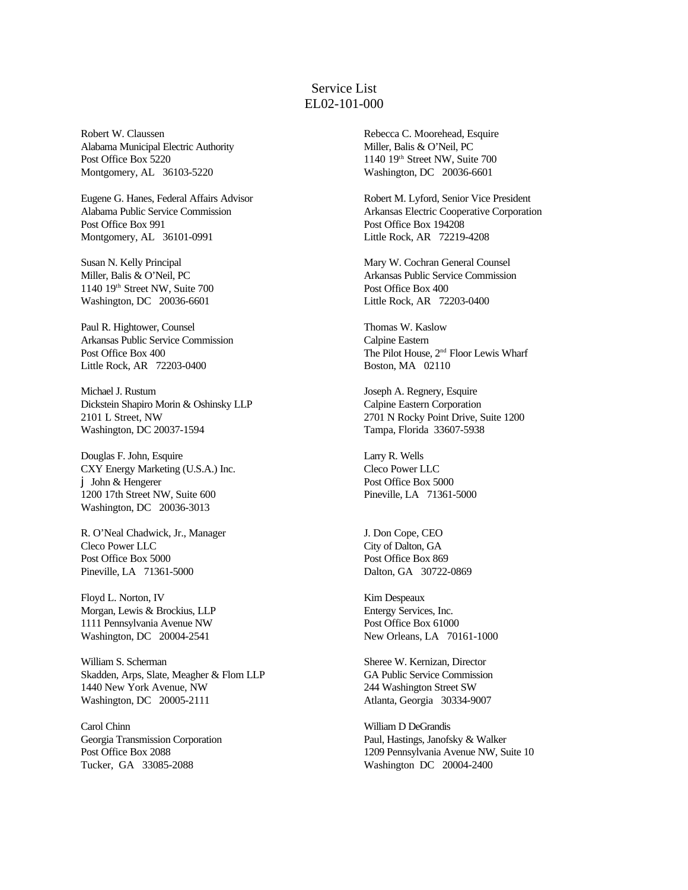# Service List
# EL02-101-000

Robert W. Claussen
Alabama Municipal Electric Authority
Post Office Box 5220
Montgomery, AL 36103-5220

Rebecca C. Moorehead, Esquire
Miller, Balis & O'Neil, PC
1140 19th Street NW, Suite 700
Washington, DC 20036-6601

Eugene G. Hanes, Federal Affairs Advisor
Alabama Public Service Commission
Post Office Box 991
Montgomery, AL 36101-0991

Robert M. Lyford, Senior Vice President
Arkansas Electric Cooperative Corporation
Post Office Box 194208
Little Rock, AR 72219-4208

Susan N. Kelly Principal
Miller, Balis & O'Neil, PC
1140 19th Street NW, Suite 700
Washington, DC 20036-6601

Mary W. Cochran General Counsel
Arkansas Public Service Commission
Post Office Box 400
Little Rock, AR 72203-0400

Paul R. Hightower, Counsel
Arkansas Public Service Commission
Post Office Box 400
Little Rock, AR 72203-0400

Thomas W. Kaslow
Calpine Eastern
The Pilot House, 2nd Floor Lewis Wharf
Boston, MA 02110

Michael J. Rustum
Dickstein Shapiro Morin & Oshinsky LLP
2101 L Street, NW
Washington, DC 20037-1594

Joseph A. Regnery, Esquire
Calpine Eastern Corporation
2701 N Rocky Point Drive, Suite 1200
Tampa, Florida 33607-5938

Douglas F. John, Esquire
CXY Energy Marketing (U.S.A.) Inc.
j John & Hengerer
1200 17th Street NW, Suite 600
Washington, DC 20036-3013

Larry R. Wells
Cleco Power LLC
Post Office Box 5000
Pineville, LA 71361-5000

R. O'Neal Chadwick, Jr., Manager
Cleco Power LLC
Post Office Box 5000
Pineville, LA 71361-5000

J. Don Cope, CEO
City of Dalton, GA
Post Office Box 869
Dalton, GA 30722-0869

Floyd L. Norton, IV
Morgan, Lewis & Brockius, LLP
1111 Pennsylvania Avenue NW
Washington, DC 20004-2541

Kim Despeaux
Entergy Services, Inc.
Post Office Box 61000
New Orleans, LA 70161-1000

William S. Scherman
Skadden, Arps, Slate, Meagher & Flom LLP
1440 New York Avenue, NW
Washington, DC 20005-2111

Sheree W. Kernizan, Director
GA Public Service Commission
244 Washington Street SW
Atlanta, Georgia 30334-9007

Carol Chinn
Georgia Transmission Corporation
Post Office Box 2088
Tucker, GA 33085-2088

William D DeGrandis
Paul, Hastings, Janofsky & Walker
1209 Pennsylvania Avenue NW, Suite 10
Washington DC 20004-2400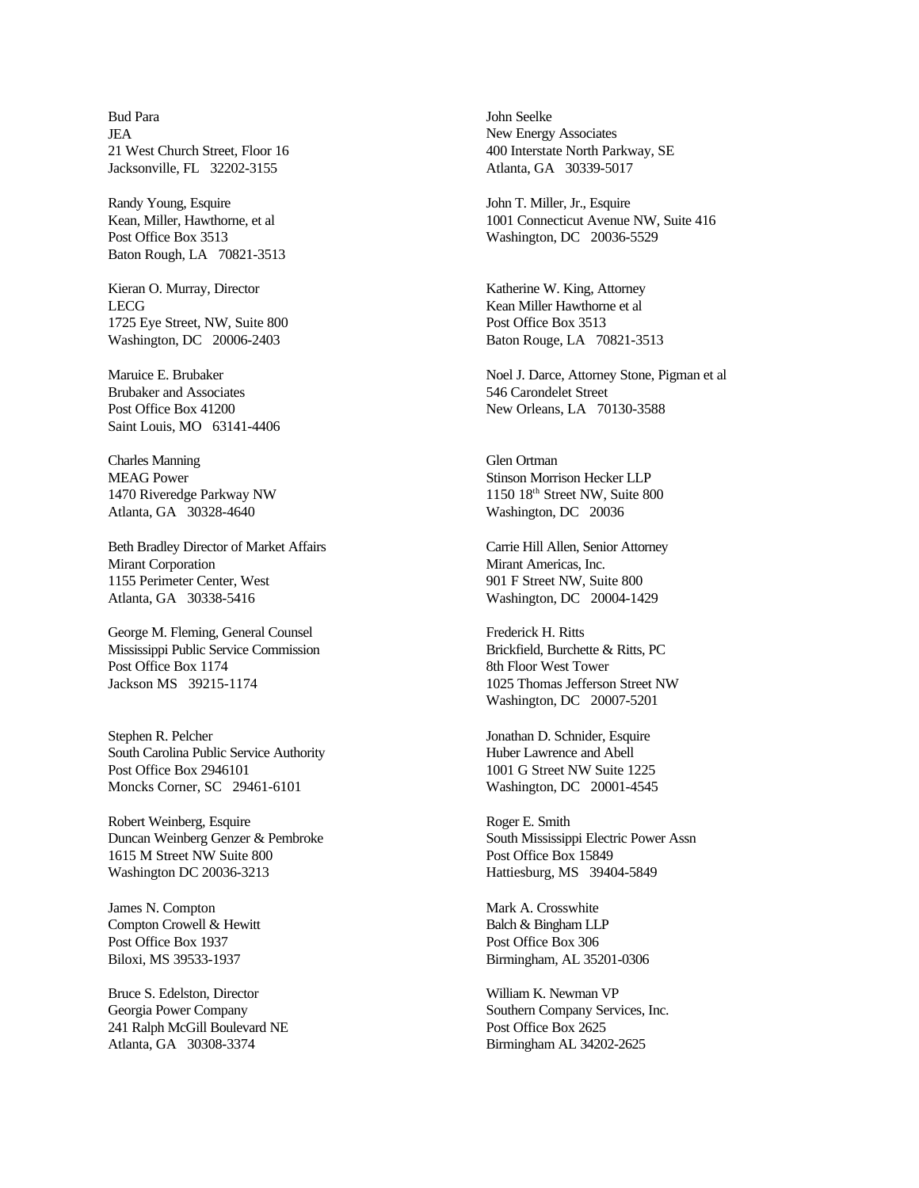Bud Para
JEA
21 West Church Street, Floor 16
Jacksonville, FL 32202-3155

Randy Young, Esquire
Kean, Miller, Hawthorne, et al
Post Office Box 3513
Baton Rough, LA 70821-3513

Kieran O. Murray, Director
LECG
1725 Eye Street, NW, Suite 800
Washington, DC 20006-2403

Maruice E. Brubaker
Brubaker and Associates
Post Office Box 41200
Saint Louis, MO 63141-4406

Charles Manning
MEAG Power
1470 Riveredge Parkway NW
Atlanta, GA 30328-4640

Beth Bradley Director of Market Affairs
Mirant Corporation
1155 Perimeter Center, West
Atlanta, GA 30338-5416

George M. Fleming, General Counsel
Mississippi Public Service Commission
Post Office Box 1174
Jackson MS 39215-1174

Stephen R. Pelcher
South Carolina Public Service Authority
Post Office Box 2946101
Moncks Corner, SC 29461-6101

Robert Weinberg, Esquire
Duncan Weinberg Genzer & Pembroke
1615 M Street NW Suite 800
Washington DC 20036-3213

James N. Compton
Compton Crowell & Hewitt
Post Office Box 1937
Biloxi, MS 39533-1937

Bruce S. Edelston, Director
Georgia Power Company
241 Ralph McGill Boulevard NE
Atlanta, GA 30308-3374

John Seelke
New Energy Associates
400 Interstate North Parkway, SE
Atlanta, GA 30339-5017

John T. Miller, Jr., Esquire
1001 Connecticut Avenue NW, Suite 416
Washington, DC 20036-5529

Katherine W. King, Attorney
Kean Miller Hawthorne et al
Post Office Box 3513
Baton Rouge, LA 70821-3513

Noel J. Darce, Attorney Stone, Pigman et al
546 Carondelet Street
New Orleans, LA 70130-3588

Glen Ortman
Stinson Morrison Hecker LLP
1150 18th Street NW, Suite 800
Washington, DC 20036

Carrie Hill Allen, Senior Attorney
Mirant Americas, Inc.
901 F Street NW, Suite 800
Washington, DC 20004-1429

Frederick H. Ritts
Brickfield, Burchette & Ritts, PC
8th Floor West Tower
1025 Thomas Jefferson Street NW
Washington, DC 20007-5201

Jonathan D. Schnider, Esquire
Huber Lawrence and Abell
1001 G Street NW Suite 1225
Washington, DC 20001-4545

Roger E. Smith
South Mississippi Electric Power Assn
Post Office Box 15849
Hattiesburg, MS 39404-5849

Mark A. Crosswhite
Balch & Bingham LLP
Post Office Box 306
Birmingham, AL 35201-0306

William K. Newman VP
Southern Company Services, Inc.
Post Office Box 2625
Birmingham AL 34202-2625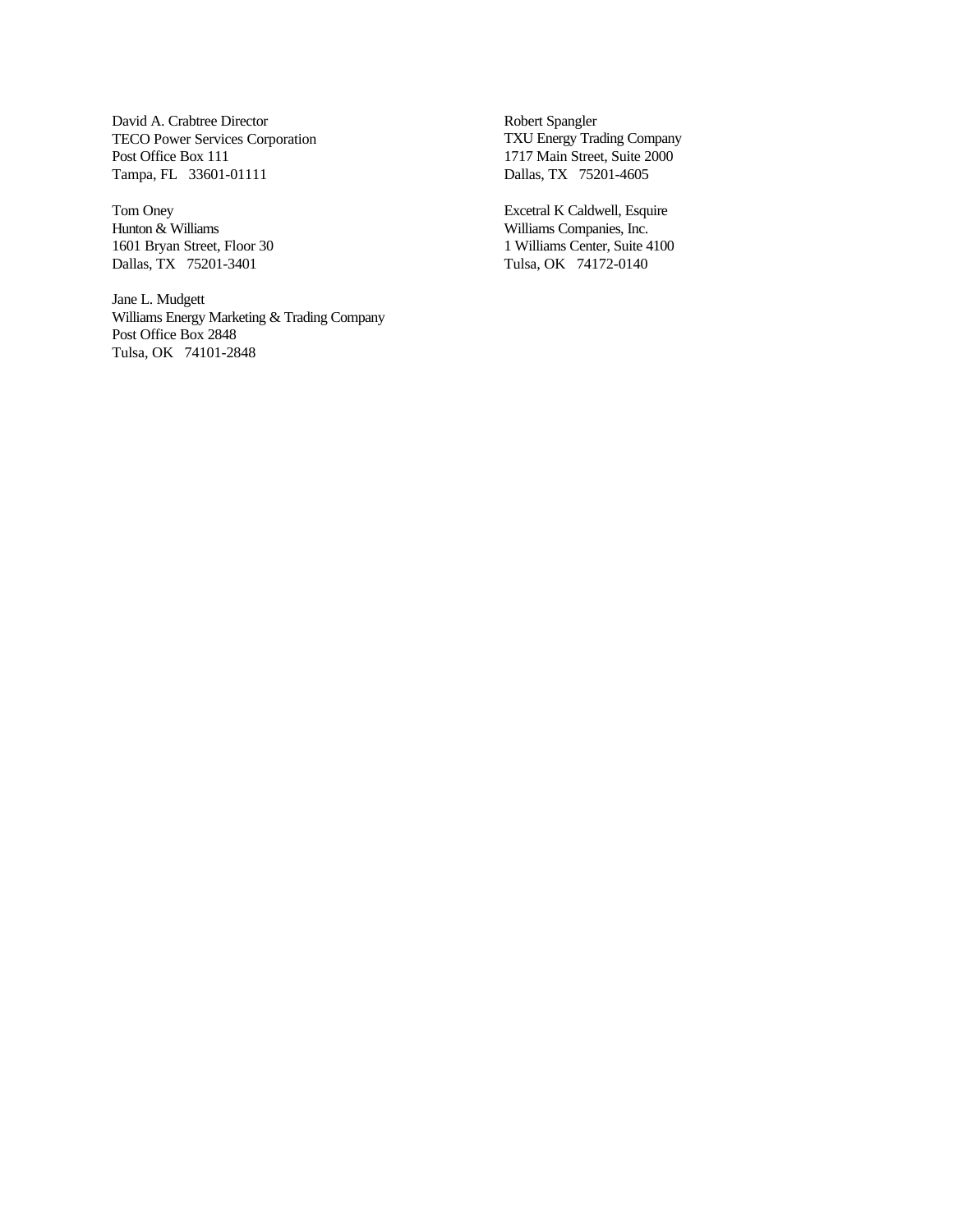David A. Crabtree Director
TECO Power Services Corporation
Post Office Box 111
Tampa, FL 33601-01111

Tom Oney
Hunton & Williams
1601 Bryan Street, Floor 30
Dallas, TX 75201-3401

Jane L. Mudgett
Williams Energy Marketing & Trading Company
Post Office Box 2848
Tulsa, OK 74101-2848

Robert Spangler
TXU Energy Trading Company
1717 Main Street, Suite 2000
Dallas, TX 75201-4605

Excetral K Caldwell, Esquire
Williams Companies, Inc.
1 Williams Center, Suite 4100
Tulsa, OK 74172-0140